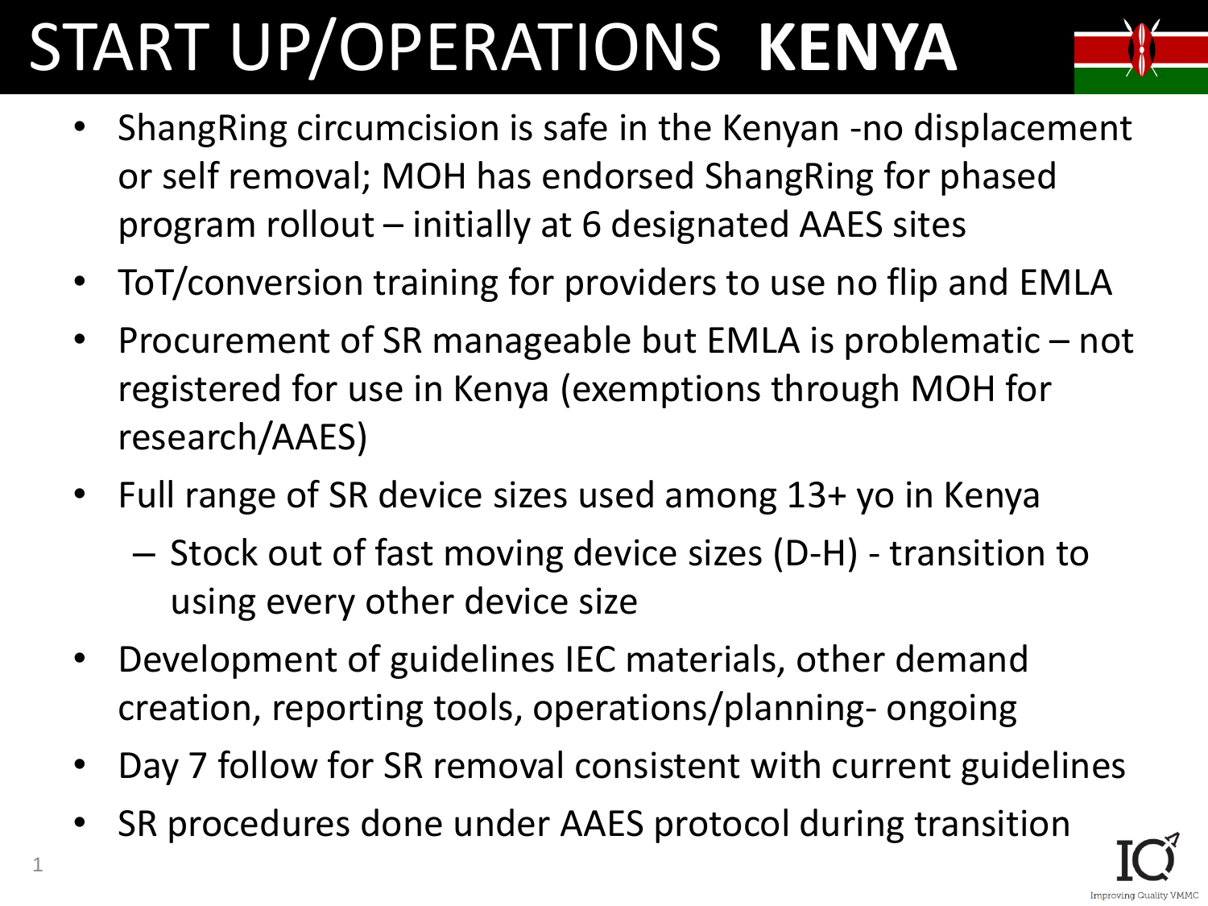# START UP/OPERATIONS **KENYA**

- ShangRing circumcision is safe in the Kenyan -no displacement or self removal; MOH has endorsed ShangRing for phased program rollout – initially at 6 designated AAES sites
- ToT/conversion training for providers to use no flip and EMLA
- Procurement of SR manageable but EMLA is problematic – not registered for use in Kenya (exemptions through MOH for research/AAES)
- Full range of SR device sizes used among 13+ yo in Kenya
  - Stock out of fast moving device sizes (D-H) - transition to using every other device size
- Development of guidelines IEC materials, other demand creation, reporting tools, operations/planning- ongoing
- Day 7 follow for SR removal consistent with current guidelines
- SR procedures done under AAES protocol during transition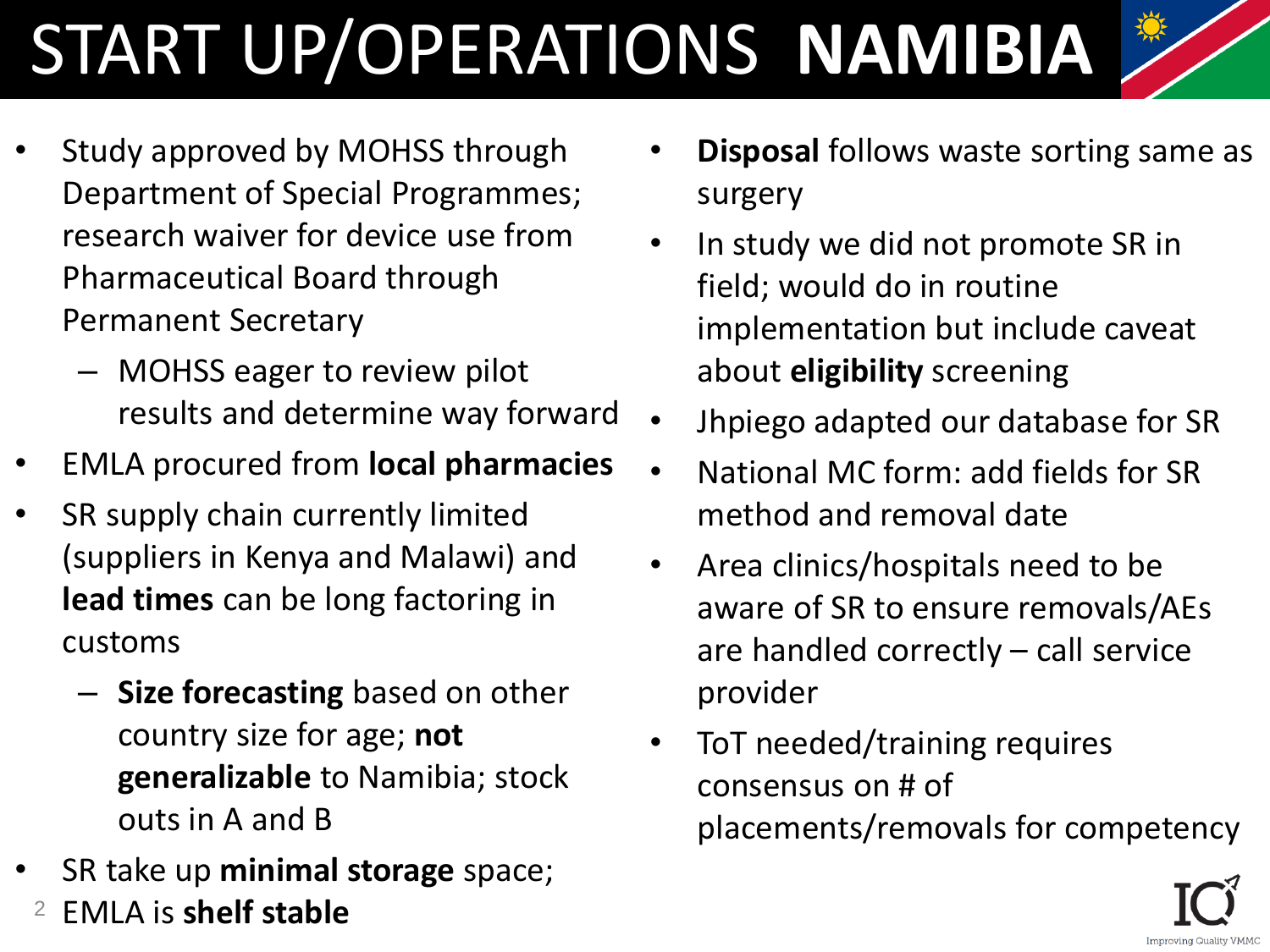# START UP/OPERATIONS **NAMIBIA**

- Study approved by MOHSS through Department of Special Programmes; research waiver for device use from Pharmaceutical Board through Permanent Secretary
  - MOHSS eager to review pilot results and determine way forward
- EMLA procured from **local pharmacies**
- SR supply chain currently limited (suppliers in Kenya and Malawi) and **lead times** can be long factoring in customs
  - **Size forecasting** based on other country size for age; **not generalizable** to Namibia; stock outs in A and B
- SR take up **minimal storage** space; EMLA is **shelf stable**
- **Disposal** follows waste sorting same as surgery
- In study we did not promote SR in field; would do in routine implementation but include caveat about **eligibility** screening
- Jhpiego adapted our database for SR
- National MC form: add fields for SR method and removal date
- Area clinics/hospitals need to be aware of SR to ensure removals/AEs are handled correctly – call service provider
- ToT needed/training requires consensus on # of placements/removals for competency

Improving Quality VMMC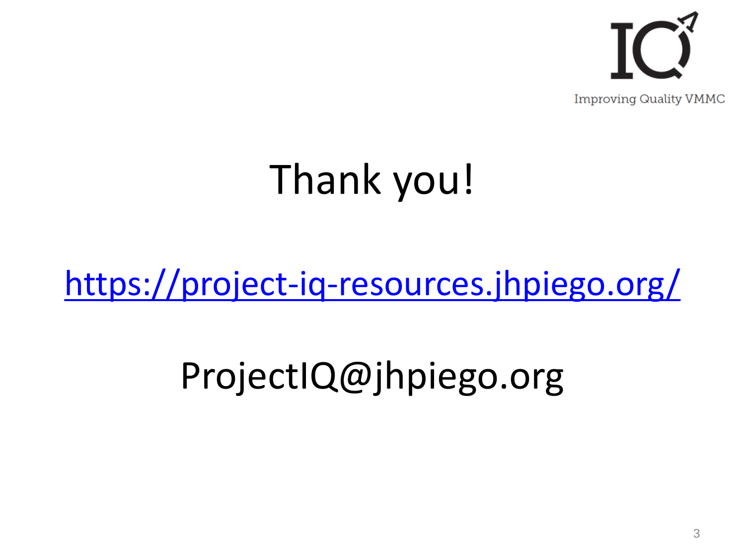Improving Quality VMMC

# Thank you!

https://project-iq-resources.jhpiego.org/

ProjectIQ@jhpiego.org